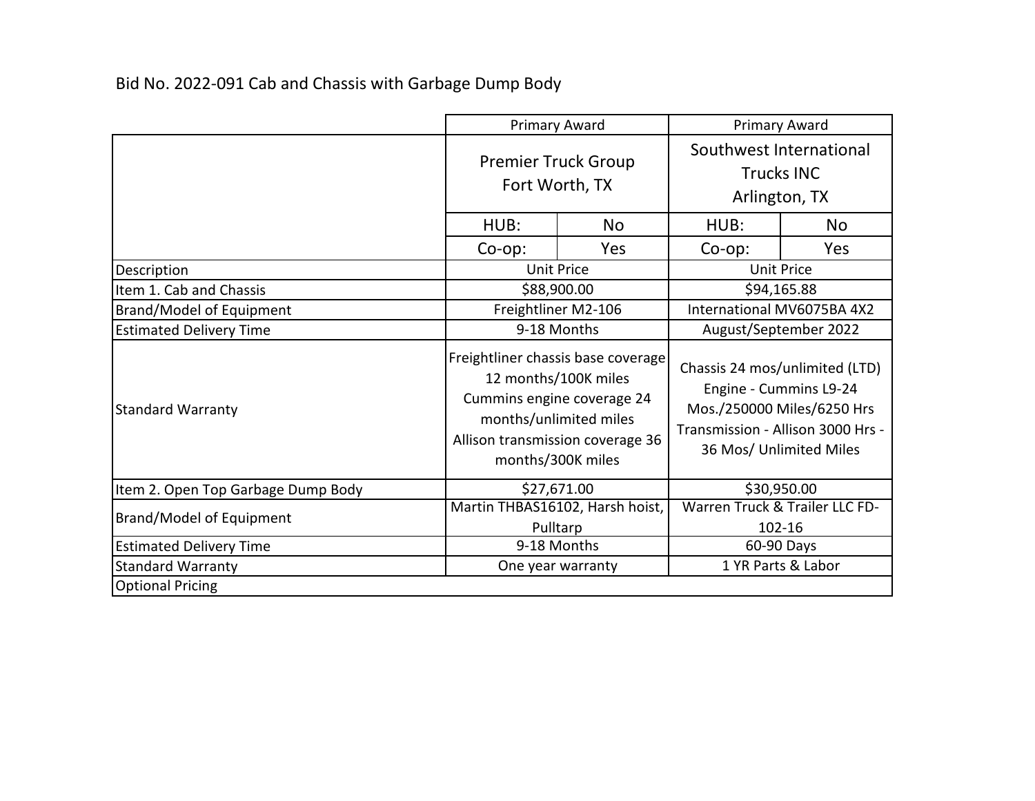# Bid No. 2022-091 Cab and Chassis with Garbage Dump Body

| | Primary Award | | Primary Award | |
|---|---|---|---|---|
| | Premier Truck Group Fort Worth, TX | | Southwest International Trucks INC Arlington, TX | |
| | HUB: | No | HUB: | No |
| | Co-op: | Yes | Co-op: | Yes |
| Description | Unit Price | | Unit Price | |
| Item 1. Cab and Chassis | $88,900.00 | | $94,165.88 | |
| Brand/Model of Equipment | Freightliner M2-106 | | International MV6075BA 4X2 | |
| Estimated Delivery Time | 9-18 Months | | August/September 2022 | |
| Standard Warranty | Freightliner chassis base coverage 12 months/100K miles Cummins engine coverage 24 months/unlimited miles Allison transmission coverage 36 months/300K miles | | Chassis 24 mos/unlimited (LTD) Engine - Cummins L9-24 Mos./250000 Miles/6250 Hrs Transmission - Allison 3000 Hrs - 36 Mos/ Unlimited Miles | |
| Item 2. Open Top Garbage Dump Body | $27,671.00 | | $30,950.00 | |
| Brand/Model of Equipment | Martin THBAS16102, Harsh hoist, Pulltarp | | Warren Truck & Trailer LLC FD-102-16 | |
| Estimated Delivery Time | 9-18 Months | | 60-90 Days | |
| Standard Warranty | One year warranty | | 1 YR Parts & Labor | |
| Optional Pricing | | | | |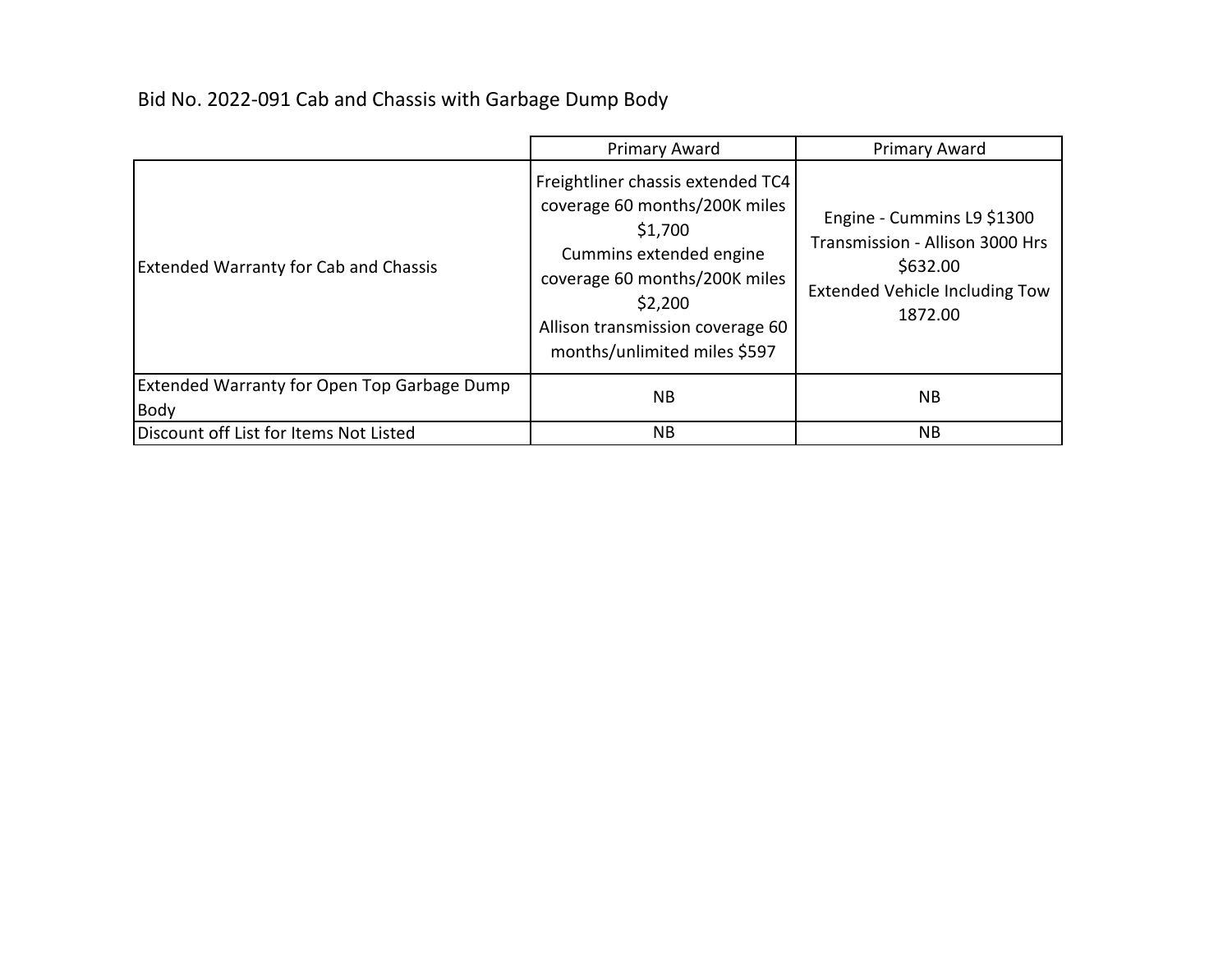Bid No. 2022-091 Cab and Chassis with Garbage Dump Body

| | Primary Award | Primary Award |
|---|---|---|
| Extended Warranty for Cab and Chassis | Freightliner chassis extended TC4 coverage 60 months/200K miles $1,700<br>Cummins extended engine coverage 60 months/200K miles $2,200<br>Allison transmission coverage 60 months/unlimited miles $597 | Engine - Cummins L9 $1300<br>Transmission - Allison 3000 Hrs $632.00<br>Extended Vehicle Including Tow 1872.00 |
| Extended Warranty for Open Top Garbage Dump Body | NB | NB |
| Discount off List for Items Not Listed | NB | NB |